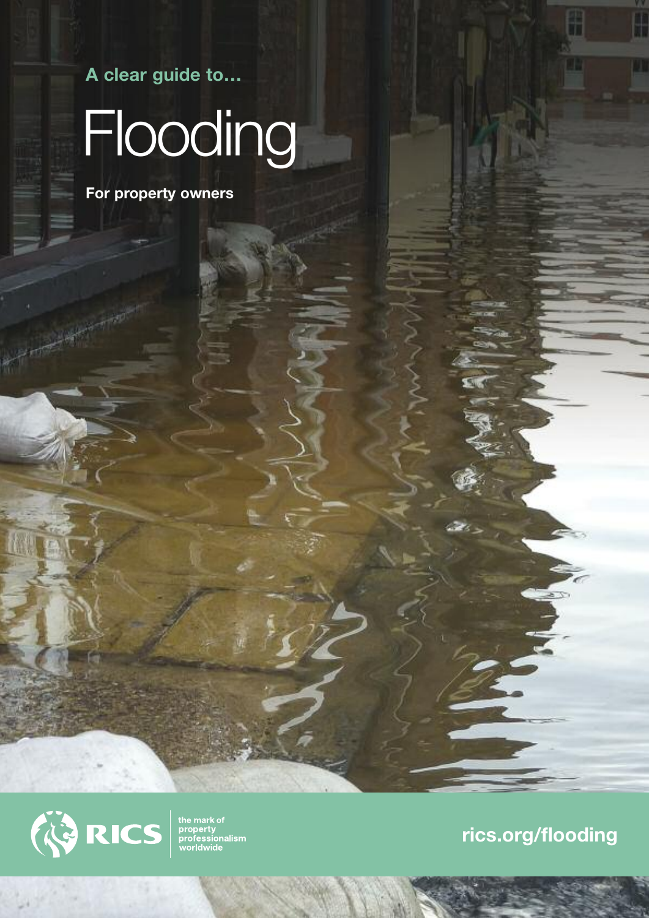A clear guide to…

# Flooding

**For property owners**

RICS the mark of property professionalism worldwide

rics.org/flooding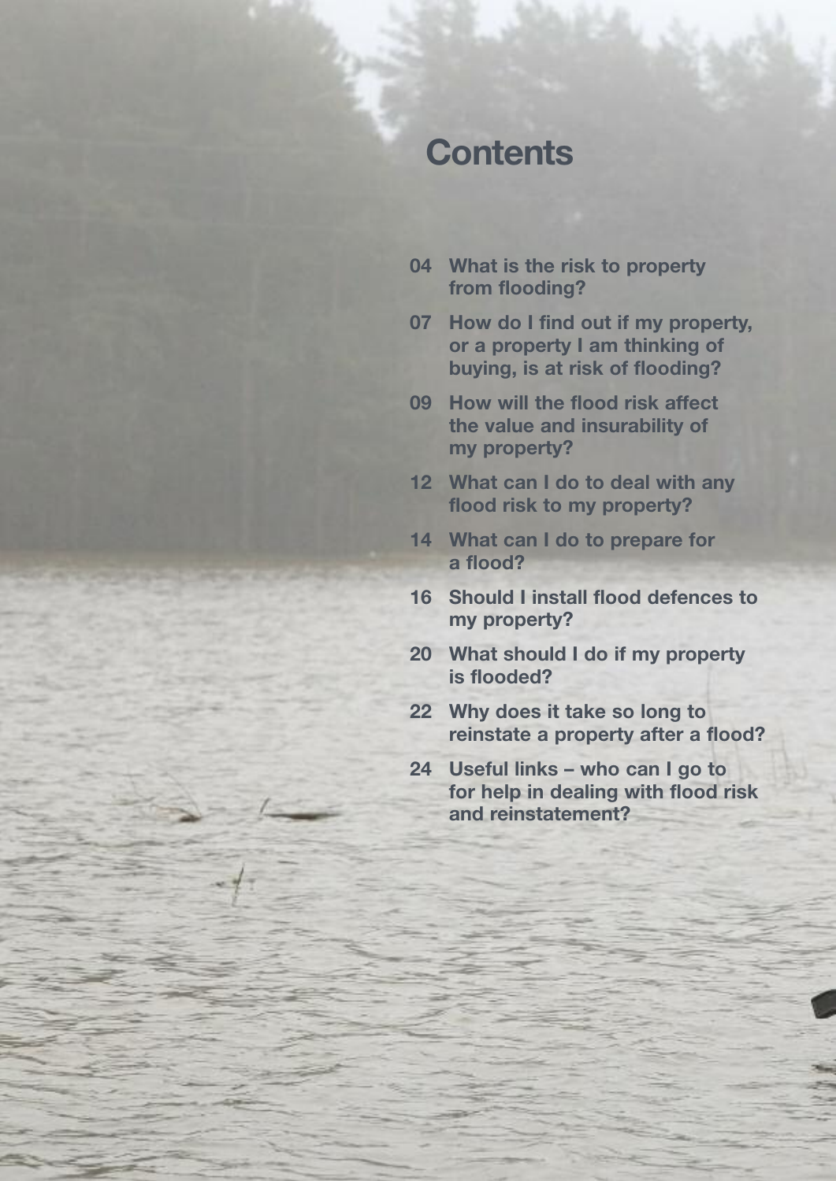# Contents

04 What is the risk to property from flooding?

07 How do I find out if my property, or a property I am thinking of buying, is at risk of flooding?

09 How will the flood risk affect the value and insurability of my property?

12 What can I do to deal with any flood risk to my property?

14 What can I do to prepare for a flood?

16 Should I install flood defences to my property?

20 What should I do if my property is flooded?

22 Why does it take so long to reinstate a property after a flood?

24 Useful links – who can I go to for help in dealing with flood risk and reinstatement?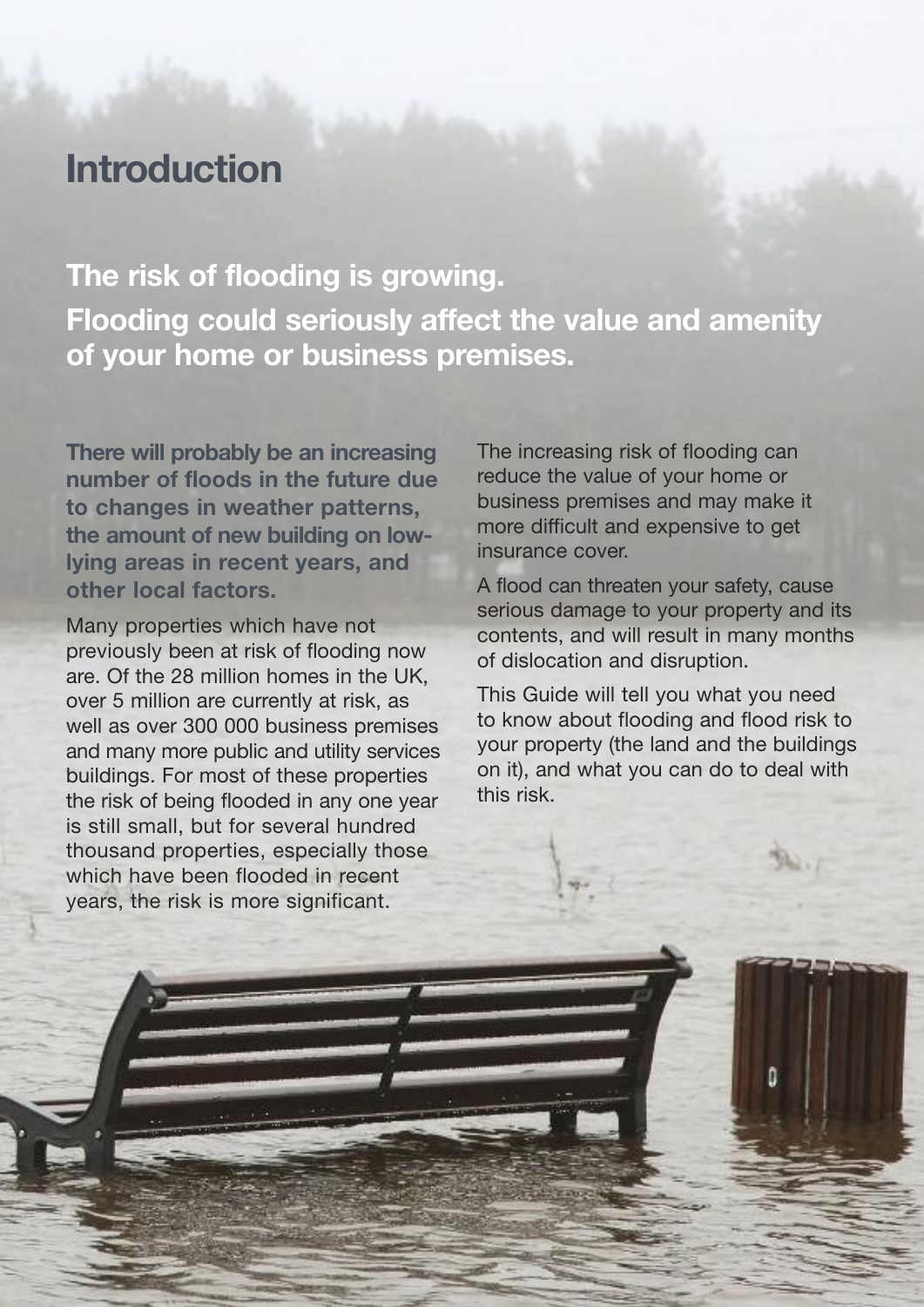# Introduction

## The risk of flooding is growing.

## Flooding could seriously affect the value and amenity of your home or business premises.

**There will probably be an increasing number of floods in the future due to changes in weather patterns, the amount of new building on low-lying areas in recent years, and other local factors.**

Many properties which have not previously been at risk of flooding now are. Of the 28 million homes in the UK, over 5 million are currently at risk, as well as over 300 000 business premises and many more public and utility services buildings. For most of these properties the risk of being flooded in any one year is still small, but for several hundred thousand properties, especially those which have been flooded in recent years, the risk is more significant.

The increasing risk of flooding can reduce the value of your home or business premises and may make it more difficult and expensive to get insurance cover.

A flood can threaten your safety, cause serious damage to your property and its contents, and will result in many months of dislocation and disruption.

This Guide will tell you what you need to know about flooding and flood risk to your property (the land and the buildings on it), and what you can do to deal with this risk.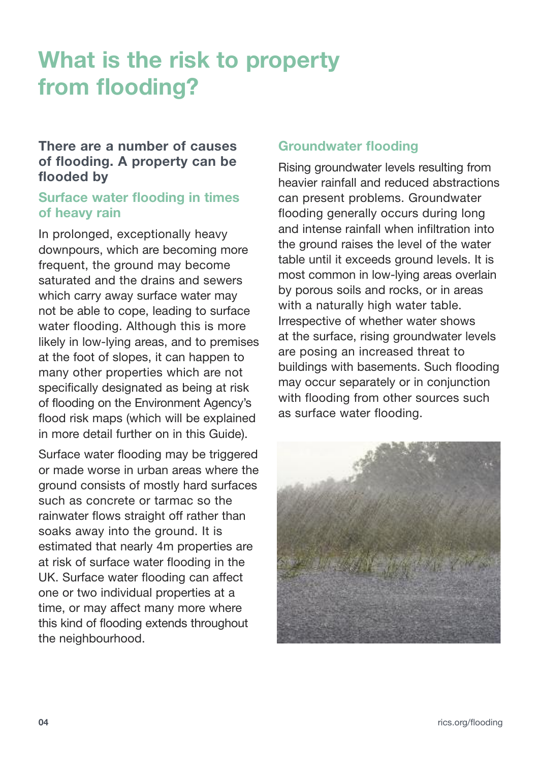# What is the risk to property from flooding?

**There are a number of causes of flooding. A property can be flooded by**

## Surface water flooding in times of heavy rain

In prolonged, exceptionally heavy downpours, which are becoming more frequent, the ground may become saturated and the drains and sewers which carry away surface water may not be able to cope, leading to surface water flooding. Although this is more likely in low-lying areas, and to premises at the foot of slopes, it can happen to many other properties which are not specifically designated as being at risk of flooding on the Environment Agency's flood risk maps (which will be explained in more detail further on in this Guide).

Surface water flooding may be triggered or made worse in urban areas where the ground consists of mostly hard surfaces such as concrete or tarmac so the rainwater flows straight off rather than soaks away into the ground. It is estimated that nearly 4m properties are at risk of surface water flooding in the UK. Surface water flooding can affect one or two individual properties at a time, or may affect many more where this kind of flooding extends throughout the neighbourhood.

## Groundwater flooding

Rising groundwater levels resulting from heavier rainfall and reduced abstractions can present problems. Groundwater flooding generally occurs during long and intense rainfall when infiltration into the ground raises the level of the water table until it exceeds ground levels. It is most common in low-lying areas overlain by porous soils and rocks, or in areas with a naturally high water table. Irrespective of whether water shows at the surface, rising groundwater levels are posing an increased threat to buildings with basements. Such flooding may occur separately or in conjunction with flooding from other sources such as surface water flooding.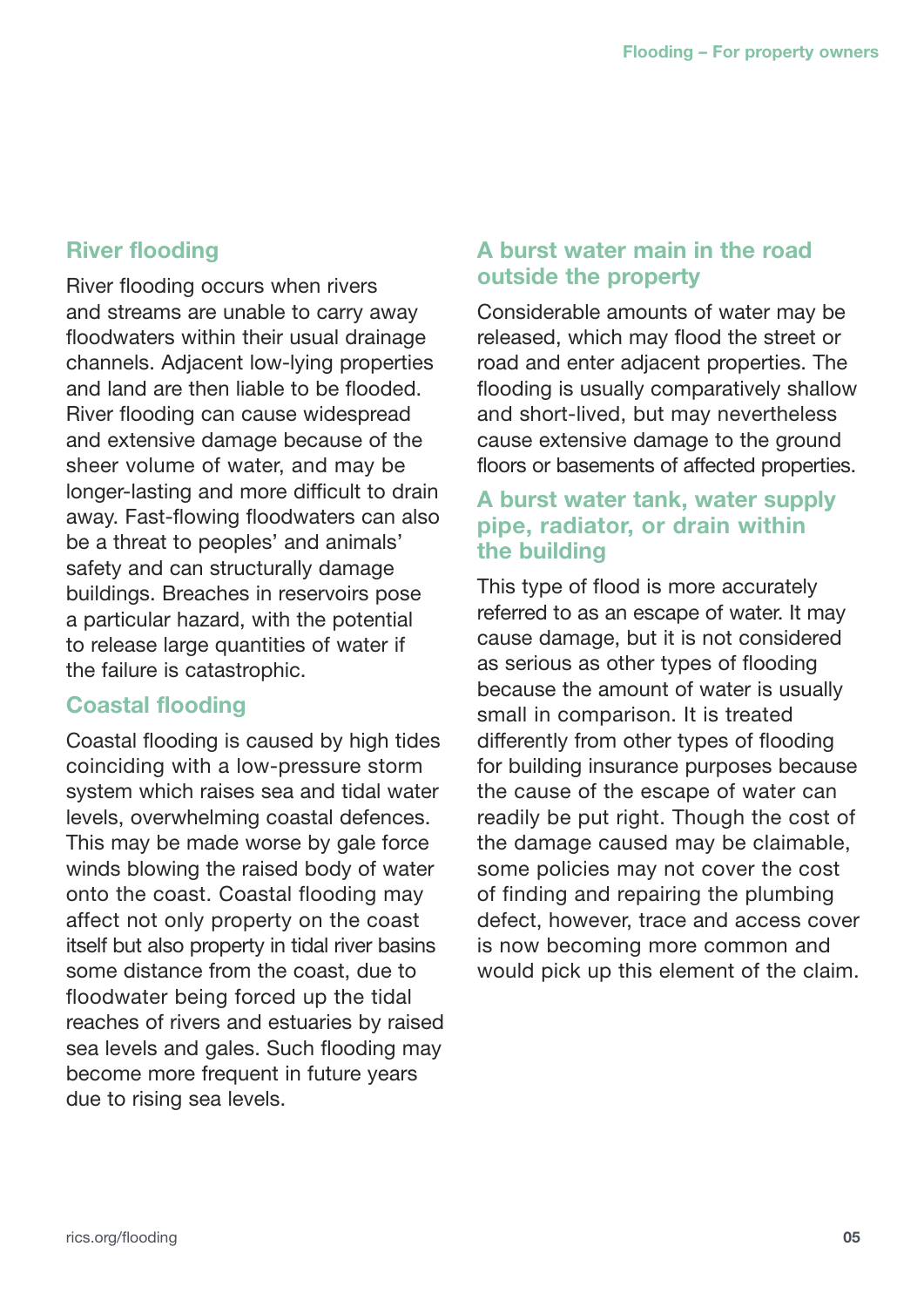## River flooding

River flooding occurs when rivers and streams are unable to carry away floodwaters within their usual drainage channels. Adjacent low-lying properties and land are then liable to be flooded. River flooding can cause widespread and extensive damage because of the sheer volume of water, and may be longer-lasting and more difficult to drain away. Fast-flowing floodwaters can also be a threat to peoples' and animals' safety and can structurally damage buildings. Breaches in reservoirs pose a particular hazard, with the potential to release large quantities of water if the failure is catastrophic.

## Coastal flooding

Coastal flooding is caused by high tides coinciding with a low-pressure storm system which raises sea and tidal water levels, overwhelming coastal defences. This may be made worse by gale force winds blowing the raised body of water onto the coast. Coastal flooding may affect not only property on the coast itself but also property in tidal river basins some distance from the coast, due to floodwater being forced up the tidal reaches of rivers and estuaries by raised sea levels and gales. Such flooding may become more frequent in future years due to rising sea levels.

## A burst water main in the road outside the property

Considerable amounts of water may be released, which may flood the street or road and enter adjacent properties. The flooding is usually comparatively shallow and short-lived, but may nevertheless cause extensive damage to the ground floors or basements of affected properties.

## A burst water tank, water supply pipe, radiator, or drain within the building

This type of flood is more accurately referred to as an escape of water. It may cause damage, but it is not considered as serious as other types of flooding because the amount of water is usually small in comparison. It is treated differently from other types of flooding for building insurance purposes because the cause of the escape of water can readily be put right. Though the cost of the damage caused may be claimable, some policies may not cover the cost of finding and repairing the plumbing defect, however, trace and access cover is now becoming more common and would pick up this element of the claim.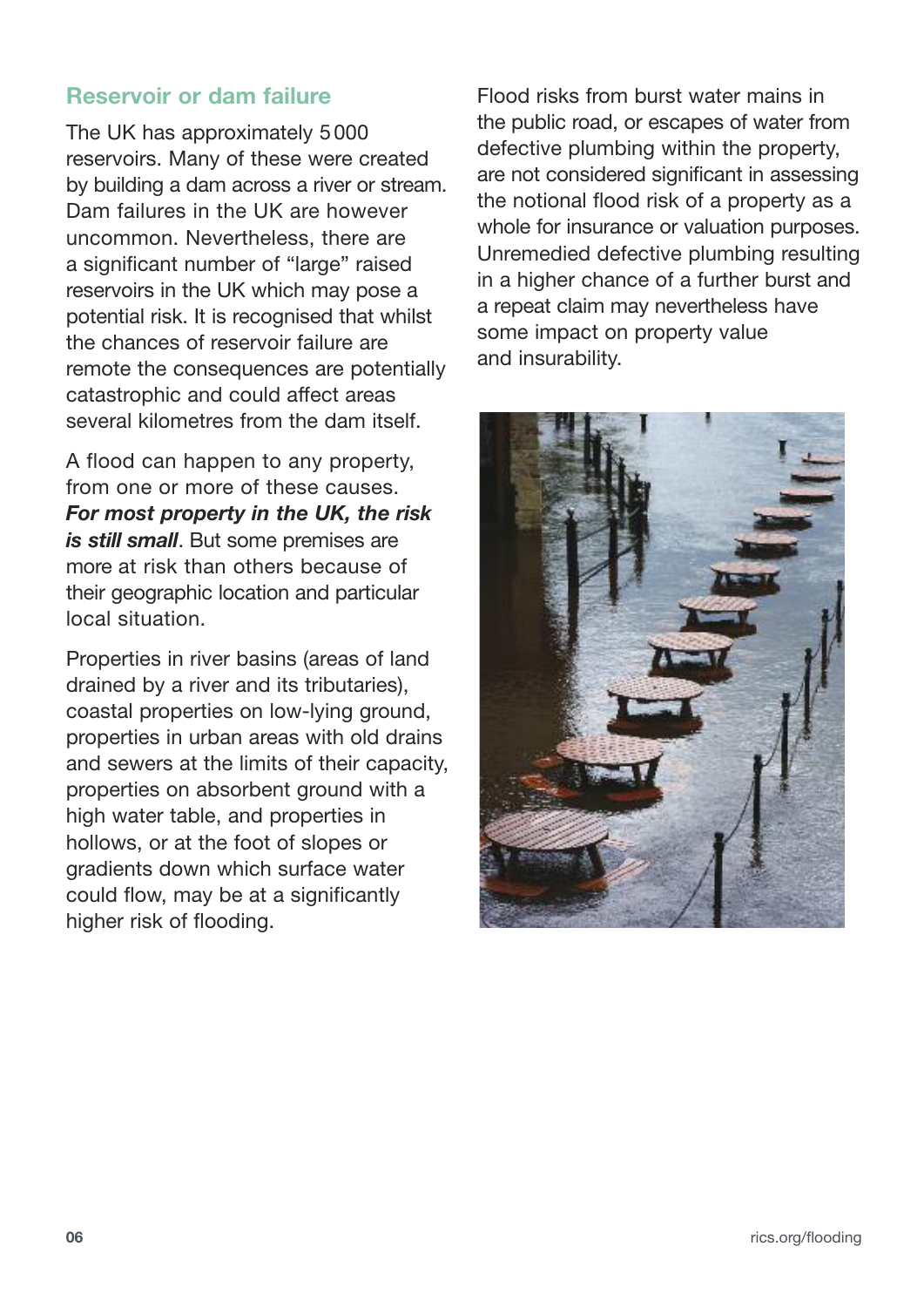## Reservoir or dam failure

The UK has approximately 5 000 reservoirs. Many of these were created by building a dam across a river or stream. Dam failures in the UK are however uncommon. Nevertheless, there are a significant number of "large" raised reservoirs in the UK which may pose a potential risk. It is recognised that whilst the chances of reservoir failure are remote the consequences are potentially catastrophic and could affect areas several kilometres from the dam itself.

A flood can happen to any property, from one or more of these causes. ***For most property in the UK, the risk is still small***. But some premises are more at risk than others because of their geographic location and particular local situation.

Properties in river basins (areas of land drained by a river and its tributaries), coastal properties on low-lying ground, properties in urban areas with old drains and sewers at the limits of their capacity, properties on absorbent ground with a high water table, and properties in hollows, or at the foot of slopes or gradients down which surface water could flow, may be at a significantly higher risk of flooding.

Flood risks from burst water mains in the public road, or escapes of water from defective plumbing within the property, are not considered significant in assessing the notional flood risk of a property as a whole for insurance or valuation purposes. Unremedied defective plumbing resulting in a higher chance of a further burst and a repeat claim may nevertheless have some impact on property value and insurability.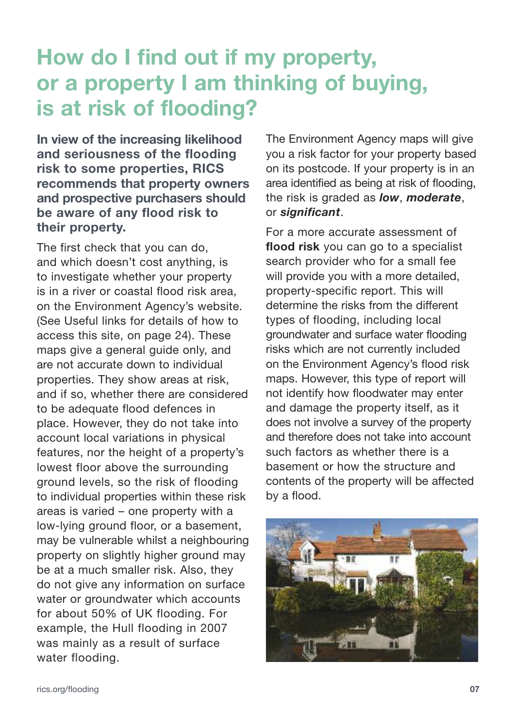# How do I find out if my property, or a property I am thinking of buying, is at risk of flooding?

**In view of the increasing likelihood and seriousness of the flooding risk to some properties, RICS recommends that property owners and prospective purchasers should be aware of any flood risk to their property.**

The first check that you can do, and which doesn't cost anything, is to investigate whether your property is in a river or coastal flood risk area, on the Environment Agency's website. (See Useful links for details of how to access this site, on page 24). These maps give a general guide only, and are not accurate down to individual properties. They show areas at risk, and if so, whether there are considered to be adequate flood defences in place. However, they do not take into account local variations in physical features, nor the height of a property's lowest floor above the surrounding ground levels, so the risk of flooding to individual properties within these risk areas is varied – one property with a low-lying ground floor, or a basement, may be vulnerable whilst a neighbouring property on slightly higher ground may be at a much smaller risk. Also, they do not give any information on surface water or groundwater which accounts for about 50% of UK flooding. For example, the Hull flooding in 2007 was mainly as a result of surface water flooding.

The Environment Agency maps will give you a risk factor for your property based on its postcode. If your property is in an area identified as being at risk of flooding, the risk is graded as ***low***, ***moderate***, or ***significant***.

For a more accurate assessment of **flood risk** you can go to a specialist search provider who for a small fee will provide you with a more detailed, property-specific report. This will determine the risks from the different types of flooding, including local groundwater and surface water flooding risks which are not currently included on the Environment Agency's flood risk maps. However, this type of report will not identify how floodwater may enter and damage the property itself, as it does not involve a survey of the property and therefore does not take into account such factors as whether there is a basement or how the structure and contents of the property will be affected by a flood.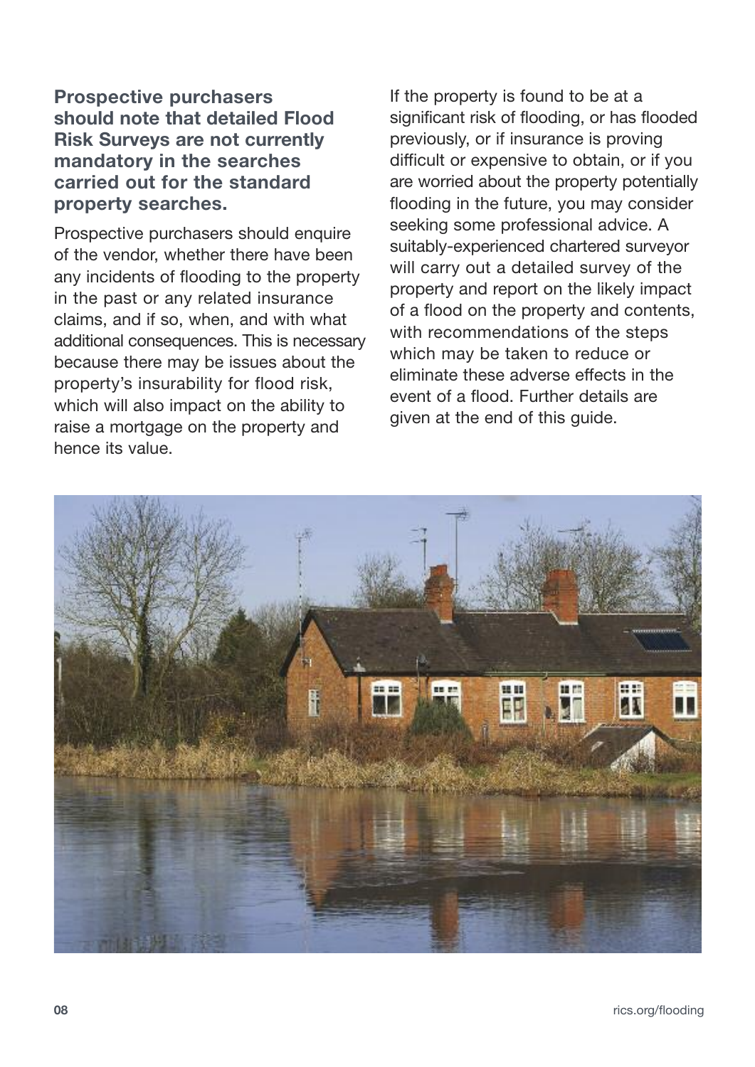**Prospective purchasers should note that detailed Flood Risk Surveys are not currently mandatory in the searches carried out for the standard property searches.**

Prospective purchasers should enquire of the vendor, whether there have been any incidents of flooding to the property in the past or any related insurance claims, and if so, when, and with what additional consequences. This is necessary because there may be issues about the property's insurability for flood risk, which will also impact on the ability to raise a mortgage on the property and hence its value.

If the property is found to be at a significant risk of flooding, or has flooded previously, or if insurance is proving difficult or expensive to obtain, or if you are worried about the property potentially flooding in the future, you may consider seeking some professional advice. A suitably-experienced chartered surveyor will carry out a detailed survey of the property and report on the likely impact of a flood on the property and contents, with recommendations of the steps which may be taken to reduce or eliminate these adverse effects in the event of a flood. Further details are given at the end of this guide.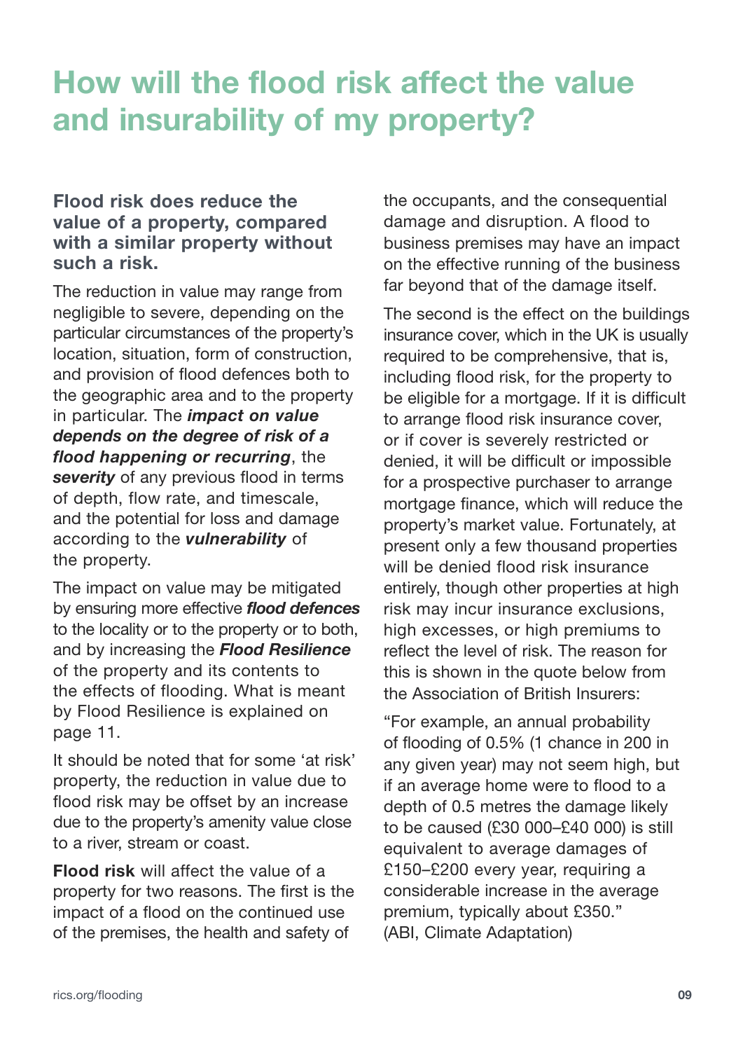# How will the flood risk affect the value and insurability of my property?

**Flood risk does reduce the value of a property, compared with a similar property without such a risk.**

The reduction in value may range from negligible to severe, depending on the particular circumstances of the property's location, situation, form of construction, and provision of flood defences both to the geographic area and to the property in particular. The ***impact on value depends on the degree of risk of a flood happening or recurring***, the ***severity*** of any previous flood in terms of depth, flow rate, and timescale, and the potential for loss and damage according to the ***vulnerability*** of the property.

The impact on value may be mitigated by ensuring more effective ***flood defences*** to the locality or to the property or to both, and by increasing the ***Flood Resilience*** of the property and its contents to the effects of flooding. What is meant by Flood Resilience is explained on page 11.

It should be noted that for some 'at risk' property, the reduction in value due to flood risk may be offset by an increase due to the property's amenity value close to a river, stream or coast.

**Flood risk** will affect the value of a property for two reasons. The first is the impact of a flood on the continued use of the premises, the health and safety of the occupants, and the consequential damage and disruption. A flood to business premises may have an impact on the effective running of the business far beyond that of the damage itself.

The second is the effect on the buildings insurance cover, which in the UK is usually required to be comprehensive, that is, including flood risk, for the property to be eligible for a mortgage. If it is difficult to arrange flood risk insurance cover, or if cover is severely restricted or denied, it will be difficult or impossible for a prospective purchaser to arrange mortgage finance, which will reduce the property's market value. Fortunately, at present only a few thousand properties will be denied flood risk insurance entirely, though other properties at high risk may incur insurance exclusions, high excesses, or high premiums to reflect the level of risk. The reason for this is shown in the quote below from the Association of British Insurers:

"For example, an annual probability of flooding of 0.5% (1 chance in 200 in any given year) may not seem high, but if an average home were to flood to a depth of 0.5 metres the damage likely to be caused (£30 000–£40 000) is still equivalent to average damages of £150–£200 every year, requiring a considerable increase in the average premium, typically about £350."
(ABI, Climate Adaptation)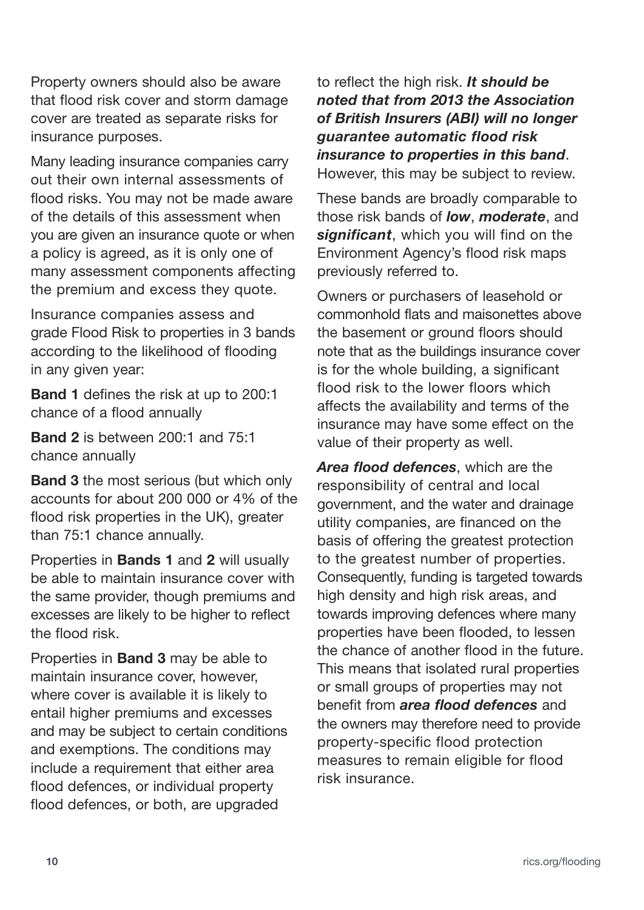Property owners should also be aware that flood risk cover and storm damage cover are treated as separate risks for insurance purposes.

Many leading insurance companies carry out their own internal assessments of flood risks. You may not be made aware of the details of this assessment when you are given an insurance quote or when a policy is agreed, as it is only one of many assessment components affecting the premium and excess they quote.

Insurance companies assess and grade Flood Risk to properties in 3 bands according to the likelihood of flooding in any given year:

**Band 1** defines the risk at up to 200:1 chance of a flood annually

**Band 2** is between 200:1 and 75:1 chance annually

**Band 3** the most serious (but which only accounts for about 200 000 or 4% of the flood risk properties in the UK), greater than 75:1 chance annually.

Properties in **Bands 1** and **2** will usually be able to maintain insurance cover with the same provider, though premiums and excesses are likely to be higher to reflect the flood risk.

Properties in **Band 3** may be able to maintain insurance cover, however, where cover is available it is likely to entail higher premiums and excesses and may be subject to certain conditions and exemptions. The conditions may include a requirement that either area flood defences, or individual property flood defences, or both, are upgraded to reflect the high risk. ***It should be noted that from 2013 the Association of British Insurers (ABI) will no longer guarantee automatic flood risk insurance to properties in this band***. However, this may be subject to review.

These bands are broadly comparable to those risk bands of ***low***, ***moderate***, and ***significant***, which you will find on the Environment Agency's flood risk maps previously referred to.

Owners or purchasers of leasehold or commonhold flats and maisonettes above the basement or ground floors should note that as the buildings insurance cover is for the whole building, a significant flood risk to the lower floors which affects the availability and terms of the insurance may have some effect on the value of their property as well.

***Area flood defences***, which are the responsibility of central and local government, and the water and drainage utility companies, are financed on the basis of offering the greatest protection to the greatest number of properties. Consequently, funding is targeted towards high density and high risk areas, and towards improving defences where many properties have been flooded, to lessen the chance of another flood in the future. This means that isolated rural properties or small groups of properties may not benefit from ***area flood defences*** and the owners may therefore need to provide property-specific flood protection measures to remain eligible for flood risk insurance.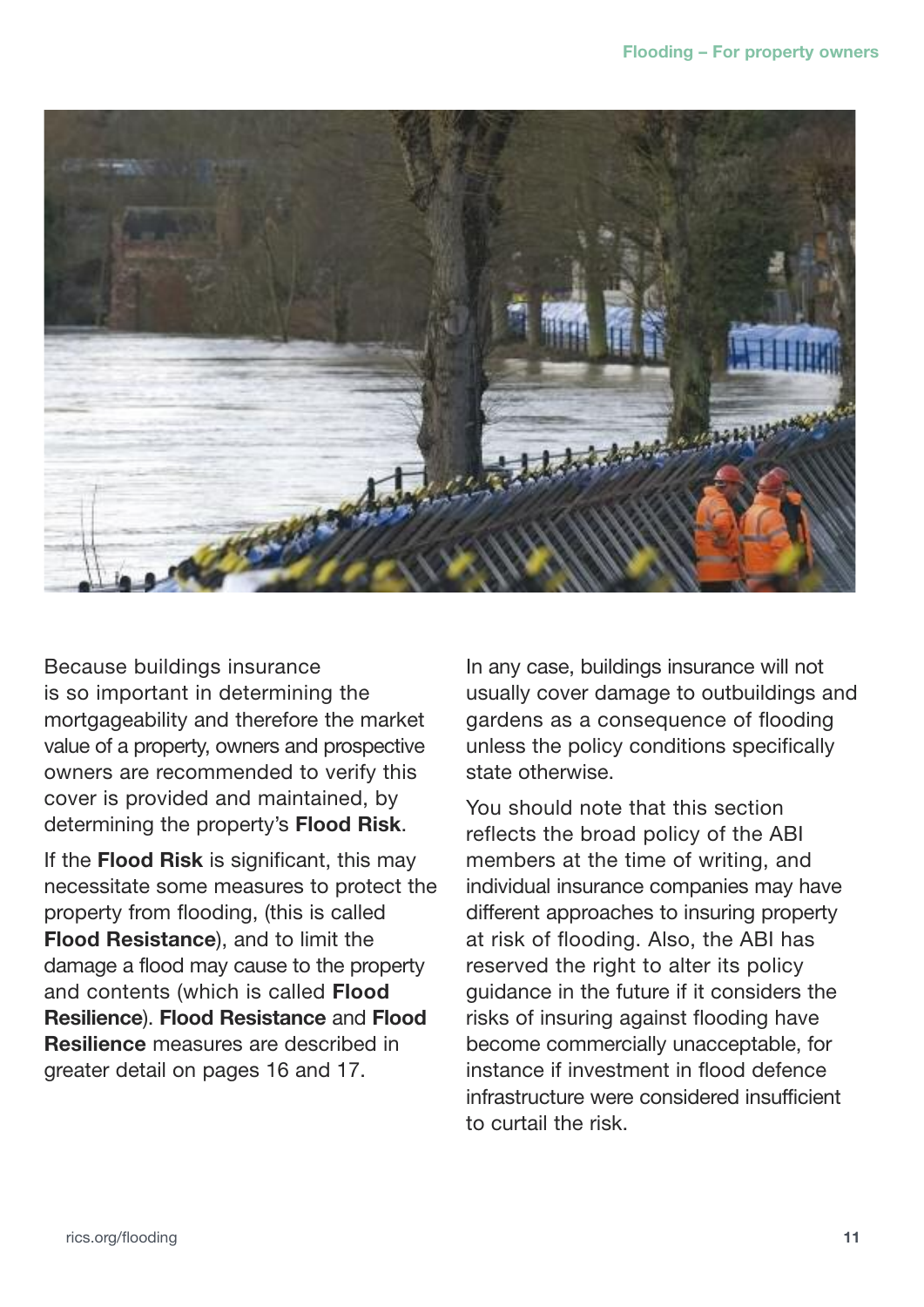Because buildings insurance is so important in determining the mortgageability and therefore the market value of a property, owners and prospective owners are recommended to verify this cover is provided and maintained, by determining the property's **Flood Risk**.

If the **Flood Risk** is significant, this may necessitate some measures to protect the property from flooding, (this is called **Flood Resistance**), and to limit the damage a flood may cause to the property and contents (which is called **Flood Resilience**). **Flood Resistance** and **Flood Resilience** measures are described in greater detail on pages 16 and 17.

In any case, buildings insurance will not usually cover damage to outbuildings and gardens as a consequence of flooding unless the policy conditions specifically state otherwise.

You should note that this section reflects the broad policy of the ABI members at the time of writing, and individual insurance companies may have different approaches to insuring property at risk of flooding. Also, the ABI has reserved the right to alter its policy guidance in the future if it considers the risks of insuring against flooding have become commercially unacceptable, for instance if investment in flood defence infrastructure were considered insufficient to curtail the risk.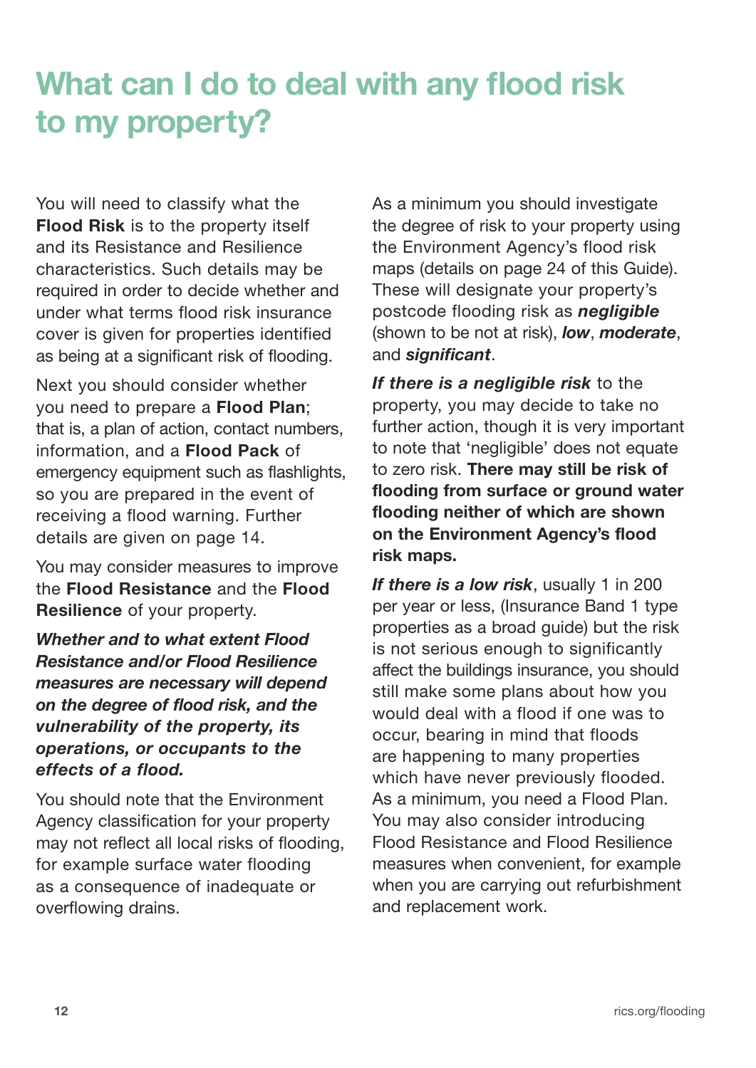# What can I do to deal with any flood risk to my property?

You will need to classify what the **Flood Risk** is to the property itself and its Resistance and Resilience characteristics. Such details may be required in order to decide whether and under what terms flood risk insurance cover is given for properties identified as being at a significant risk of flooding.

Next you should consider whether you need to prepare a **Flood Plan**; that is, a plan of action, contact numbers, information, and a **Flood Pack** of emergency equipment such as flashlights, so you are prepared in the event of receiving a flood warning. Further details are given on page 14.

You may consider measures to improve the **Flood Resistance** and the **Flood Resilience** of your property.

***Whether and to what extent Flood Resistance and/or Flood Resilience measures are necessary will depend on the degree of flood risk, and the vulnerability of the property, its operations, or occupants to the effects of a flood.***

You should note that the Environment Agency classification for your property may not reflect all local risks of flooding, for example surface water flooding as a consequence of inadequate or overflowing drains.

As a minimum you should investigate the degree of risk to your property using the Environment Agency's flood risk maps (details on page 24 of this Guide). These will designate your property's postcode flooding risk as ***negligible*** (shown to be not at risk), ***low***, ***moderate***, and ***significant***.

***If there is a negligible risk*** to the property, you may decide to take no further action, though it is very important to note that 'negligible' does not equate to zero risk. **There may still be risk of flooding from surface or ground water flooding neither of which are shown on the Environment Agency's flood risk maps.**

***If there is a low risk***, usually 1 in 200 per year or less, (Insurance Band 1 type properties as a broad guide) but the risk is not serious enough to significantly affect the buildings insurance, you should still make some plans about how you would deal with a flood if one was to occur, bearing in mind that floods are happening to many properties which have never previously flooded. As a minimum, you need a Flood Plan. You may also consider introducing Flood Resistance and Flood Resilience measures when convenient, for example when you are carrying out refurbishment and replacement work.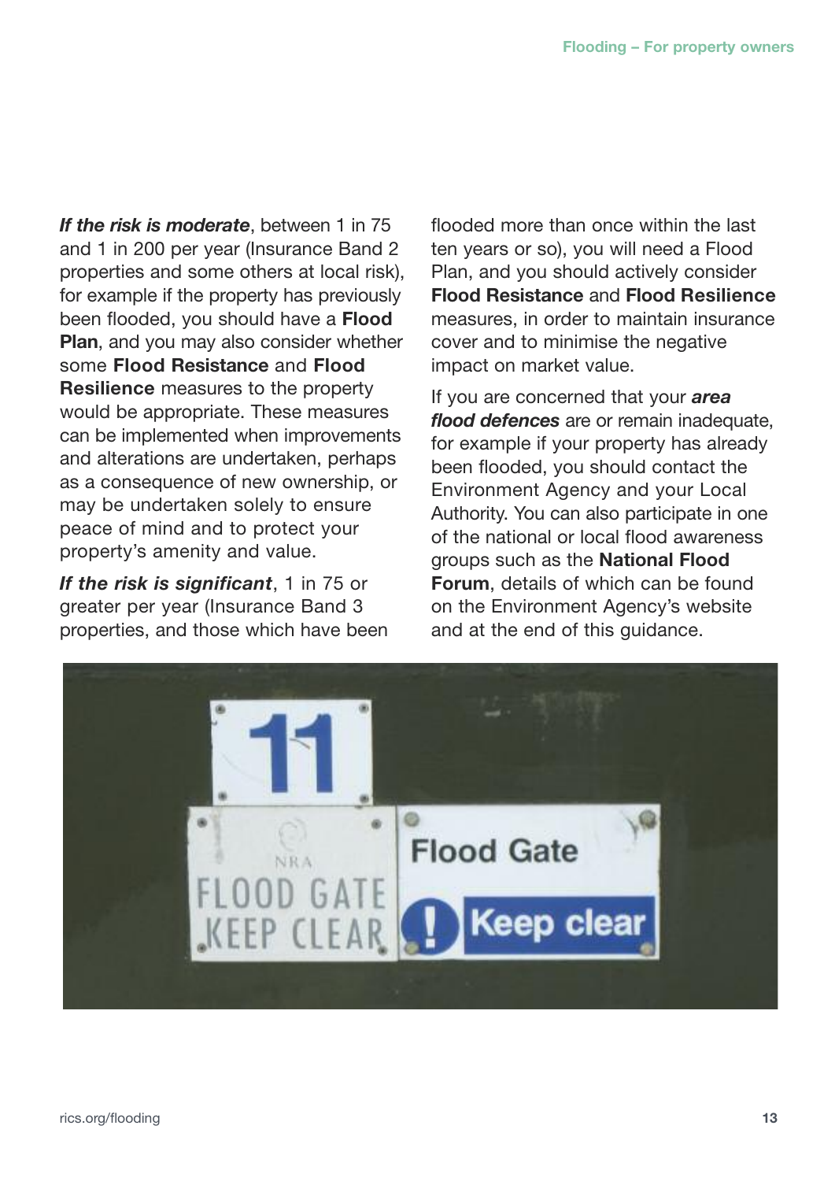***If the risk is moderate***, between 1 in 75 and 1 in 200 per year (Insurance Band 2 properties and some others at local risk), for example if the property has previously been flooded, you should have a **Flood Plan**, and you may also consider whether some **Flood Resistance** and **Flood Resilience** measures to the property would be appropriate. These measures can be implemented when improvements and alterations are undertaken, perhaps as a consequence of new ownership, or may be undertaken solely to ensure peace of mind and to protect your property's amenity and value.

***If the risk is significant***, 1 in 75 or greater per year (Insurance Band 3 properties, and those which have been flooded more than once within the last ten years or so), you will need a Flood Plan, and you should actively consider **Flood Resistance** and **Flood Resilience** measures, in order to maintain insurance cover and to minimise the negative impact on market value.

If you are concerned that your ***area flood defences*** are or remain inadequate, for example if your property has already been flooded, you should contact the Environment Agency and your Local Authority. You can also participate in one of the national or local flood awareness groups such as the **National Flood Forum**, details of which can be found on the Environment Agency's website and at the end of this guidance.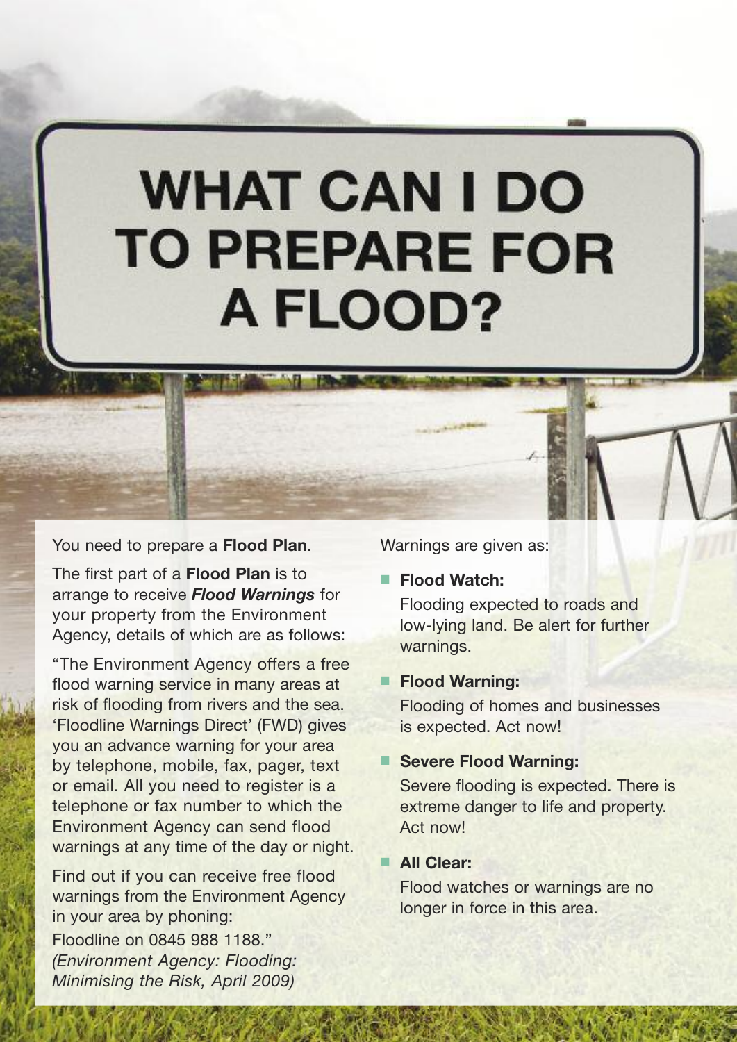# WHAT CAN I DO TO PREPARE FOR A FLOOD?

You need to prepare a **Flood Plan**.

The first part of a **Flood Plan** is to arrange to receive ***Flood Warnings*** for your property from the Environment Agency, details of which are as follows:

"The Environment Agency offers a free flood warning service in many areas at risk of flooding from rivers and the sea. 'Floodline Warnings Direct' (FWD) gives you an advance warning for your area by telephone, mobile, fax, pager, text or email. All you need to register is a telephone or fax number to which the Environment Agency can send flood warnings at any time of the day or night.

Find out if you can receive free flood warnings from the Environment Agency in your area by phoning:

Floodline on 0845 988 1188."
*(Environment Agency: Flooding: Minimising the Risk, April 2009)*

Warnings are given as:

- **Flood Watch:**
  Flooding expected to roads and low-lying land. Be alert for further warnings.
- **Flood Warning:**
  Flooding of homes and businesses is expected. Act now!
- **Severe Flood Warning:**
  Severe flooding is expected. There is extreme danger to life and property. Act now!
- **All Clear:**
  Flood watches or warnings are no longer in force in this area.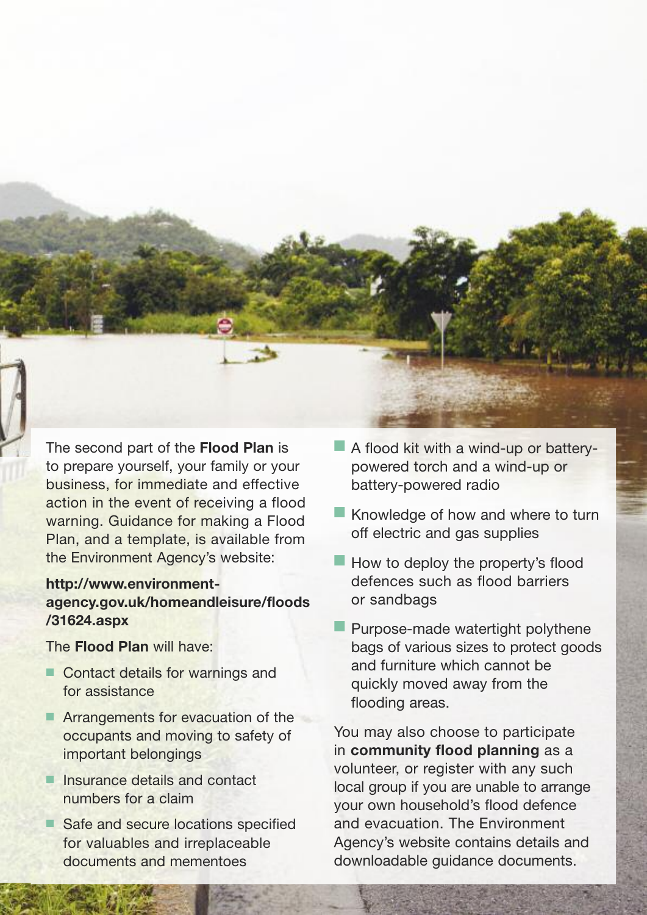The second part of the **Flood Plan** is to prepare yourself, your family or your business, for immediate and effective action in the event of receiving a flood warning. Guidance for making a Flood Plan, and a template, is available from the Environment Agency's website:

**http://www.environment-agency.gov.uk/homeandleisure/floods/31624.aspx**

The **Flood Plan** will have:

- Contact details for warnings and for assistance
- Arrangements for evacuation of the occupants and moving to safety of important belongings
- Insurance details and contact numbers for a claim
- Safe and secure locations specified for valuables and irreplaceable documents and mementoes
- A flood kit with a wind-up or battery-powered torch and a wind-up or battery-powered radio
- Knowledge of how and where to turn off electric and gas supplies
- How to deploy the property's flood defences such as flood barriers or sandbags
- Purpose-made watertight polythene bags of various sizes to protect goods and furniture which cannot be quickly moved away from the flooding areas.

You may also choose to participate in **community flood planning** as a volunteer, or register with any such local group if you are unable to arrange your own household's flood defence and evacuation. The Environment Agency's website contains details and downloadable guidance documents.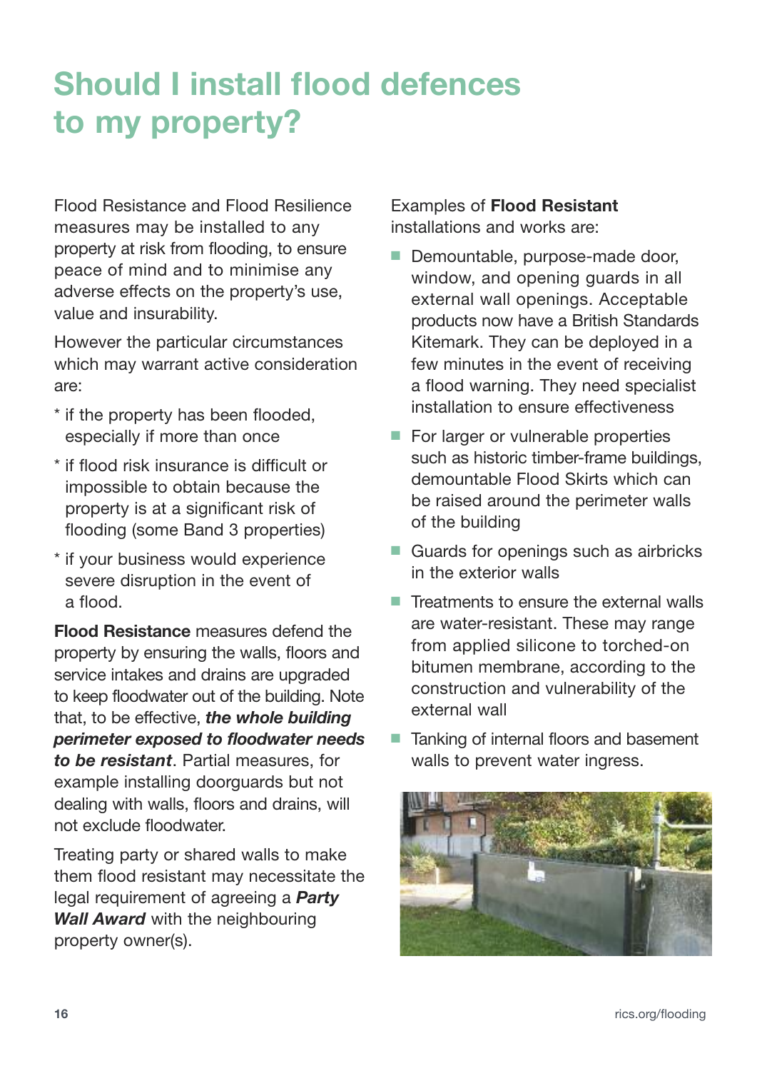# Should I install flood defences to my property?

Flood Resistance and Flood Resilience measures may be installed to any property at risk from flooding, to ensure peace of mind and to minimise any adverse effects on the property's use, value and insurability.

However the particular circumstances which may warrant active consideration are:

* if the property has been flooded, especially if more than once
* if flood risk insurance is difficult or impossible to obtain because the property is at a significant risk of flooding (some Band 3 properties)
* if your business would experience severe disruption in the event of a flood.

**Flood Resistance** measures defend the property by ensuring the walls, floors and service intakes and drains are upgraded to keep floodwater out of the building. Note that, to be effective, ***the whole building perimeter exposed to floodwater needs to be resistant***. Partial measures, for example installing doorguards but not dealing with walls, floors and drains, will not exclude floodwater.

Treating party or shared walls to make them flood resistant may necessitate the legal requirement of agreeing a ***Party Wall Award*** with the neighbouring property owner(s).

Examples of **Flood Resistant** installations and works are:

- Demountable, purpose-made door, window, and opening guards in all external wall openings. Acceptable products now have a British Standards Kitemark. They can be deployed in a few minutes in the event of receiving a flood warning. They need specialist installation to ensure effectiveness
- For larger or vulnerable properties such as historic timber-frame buildings, demountable Flood Skirts which can be raised around the perimeter walls of the building
- Guards for openings such as airbricks in the exterior walls
- Treatments to ensure the external walls are water-resistant. These may range from applied silicone to torched-on bitumen membrane, according to the construction and vulnerability of the external wall
- Tanking of internal floors and basement walls to prevent water ingress.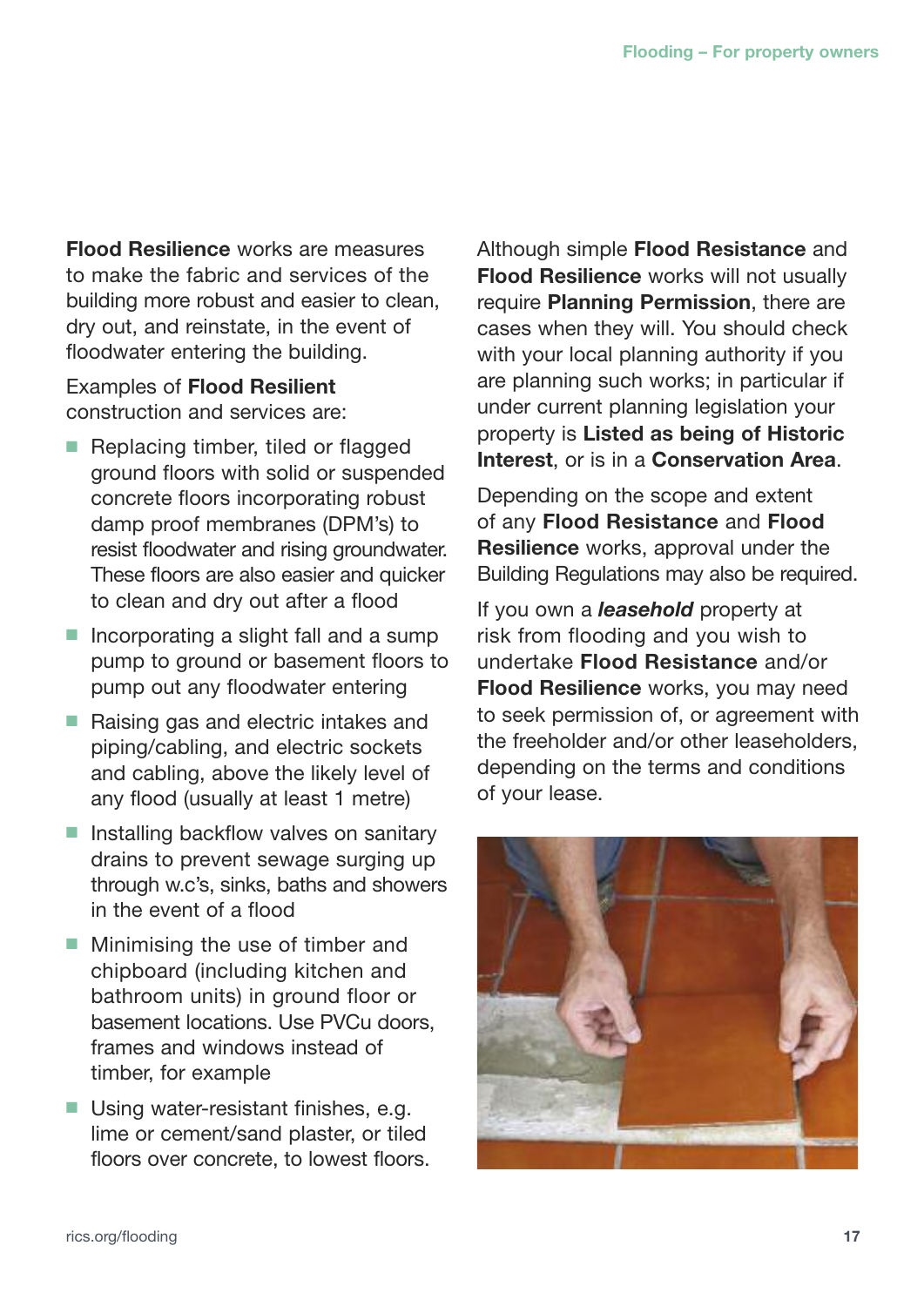**Flood Resilience** works are measures to make the fabric and services of the building more robust and easier to clean, dry out, and reinstate, in the event of floodwater entering the building.

Examples of **Flood Resilient** construction and services are:

- Replacing timber, tiled or flagged ground floors with solid or suspended concrete floors incorporating robust damp proof membranes (DPM's) to resist floodwater and rising groundwater. These floors are also easier and quicker to clean and dry out after a flood
- Incorporating a slight fall and a sump pump to ground or basement floors to pump out any floodwater entering
- Raising gas and electric intakes and piping/cabling, and electric sockets and cabling, above the likely level of any flood (usually at least 1 metre)
- Installing backflow valves on sanitary drains to prevent sewage surging up through w.c's, sinks, baths and showers in the event of a flood
- Minimising the use of timber and chipboard (including kitchen and bathroom units) in ground floor or basement locations. Use PVCu doors, frames and windows instead of timber, for example
- Using water-resistant finishes, e.g. lime or cement/sand plaster, or tiled floors over concrete, to lowest floors.

Although simple **Flood Resistance** and **Flood Resilience** works will not usually require **Planning Permission**, there are cases when they will. You should check with your local planning authority if you are planning such works; in particular if under current planning legislation your property is **Listed as being of Historic Interest**, or is in a **Conservation Area**.

Depending on the scope and extent of any **Flood Resistance** and **Flood Resilience** works, approval under the Building Regulations may also be required.

If you own a ***leasehold*** property at risk from flooding and you wish to undertake **Flood Resistance** and/or **Flood Resilience** works, you may need to seek permission of, or agreement with the freeholder and/or other leaseholders, depending on the terms and conditions of your lease.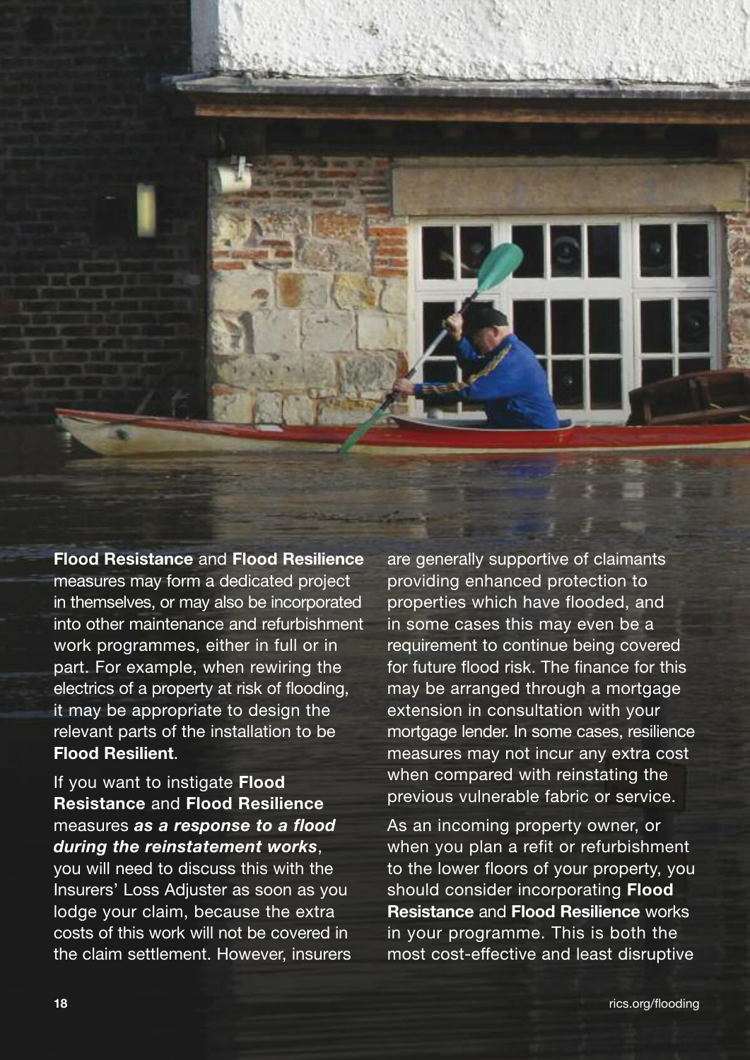**Flood Resistance** and **Flood Resilience** measures may form a dedicated project in themselves, or may also be incorporated into other maintenance and refurbishment work programmes, either in full or in part. For example, when rewiring the electrics of a property at risk of flooding, it may be appropriate to design the relevant parts of the installation to be **Flood Resilient**.

If you want to instigate **Flood Resistance** and **Flood Resilience** measures ***as a response to a flood during the reinstatement works***, you will need to discuss this with the Insurers' Loss Adjuster as soon as you lodge your claim, because the extra costs of this work will not be covered in the claim settlement. However, insurers are generally supportive of claimants providing enhanced protection to properties which have flooded, and in some cases this may even be a requirement to continue being covered for future flood risk. The finance for this may be arranged through a mortgage extension in consultation with your mortgage lender. In some cases, resilience measures may not incur any extra cost when compared with reinstating the previous vulnerable fabric or service.

As an incoming property owner, or when you plan a refit or refurbishment to the lower floors of your property, you should consider incorporating **Flood Resistance** and **Flood Resilience** works in your programme. This is both the most cost-effective and least disruptive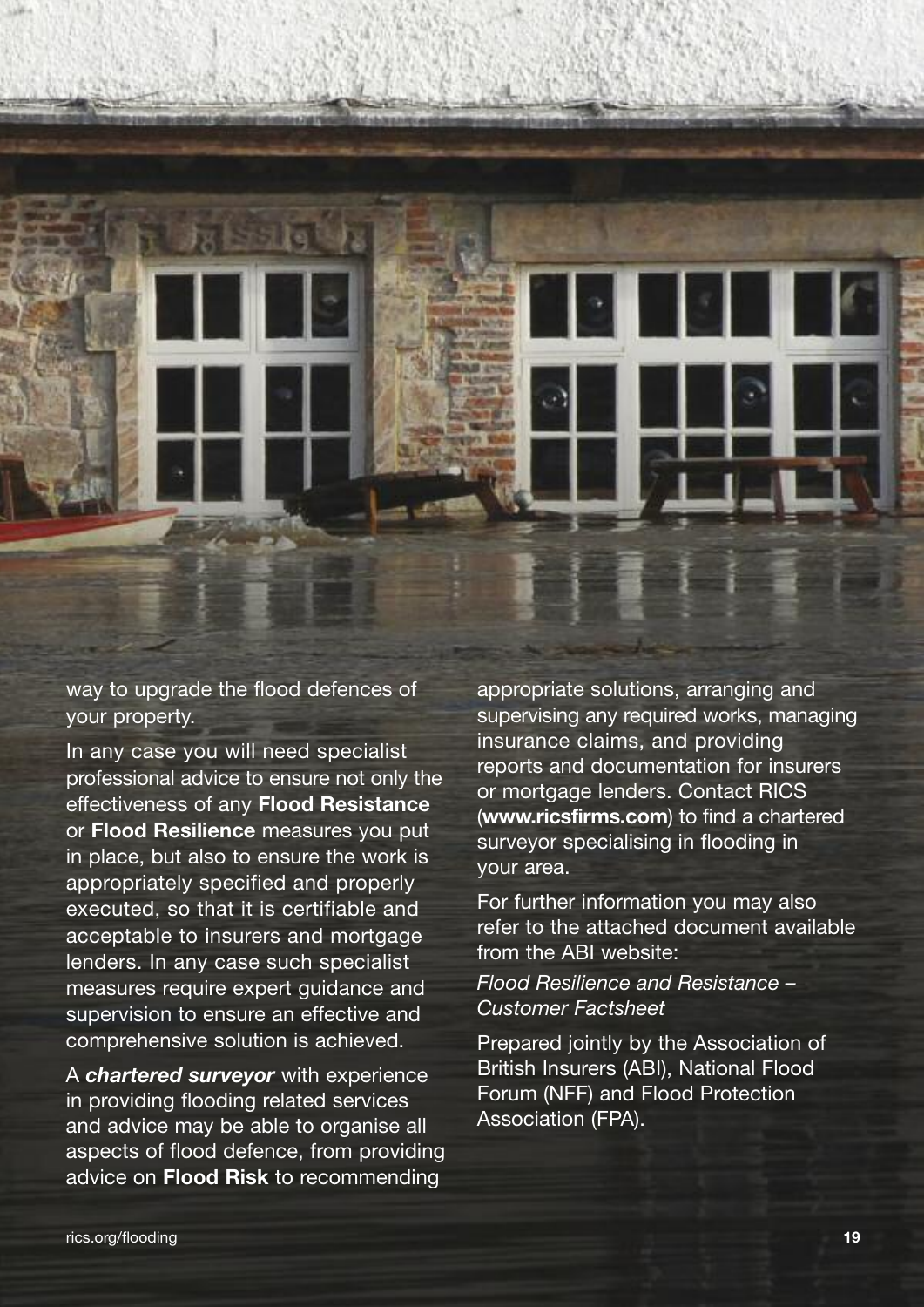way to upgrade the flood defences of your property.

In any case you will need specialist professional advice to ensure not only the effectiveness of any **Flood Resistance** or **Flood Resilience** measures you put in place, but also to ensure the work is appropriately specified and properly executed, so that it is certifiable and acceptable to insurers and mortgage lenders. In any case such specialist measures require expert guidance and supervision to ensure an effective and comprehensive solution is achieved.

A ***chartered surveyor*** with experience in providing flooding related services and advice may be able to organise all aspects of flood defence, from providing advice on **Flood Risk** to recommending appropriate solutions, arranging and supervising any required works, managing insurance claims, and providing reports and documentation for insurers or mortgage lenders. Contact RICS (**www.ricsfirms.com**) to find a chartered surveyor specialising in flooding in your area.

For further information you may also refer to the attached document available from the ABI website:

*Flood Resilience and Resistance – Customer Factsheet*

Prepared jointly by the Association of British Insurers (ABI), National Flood Forum (NFF) and Flood Protection Association (FPA).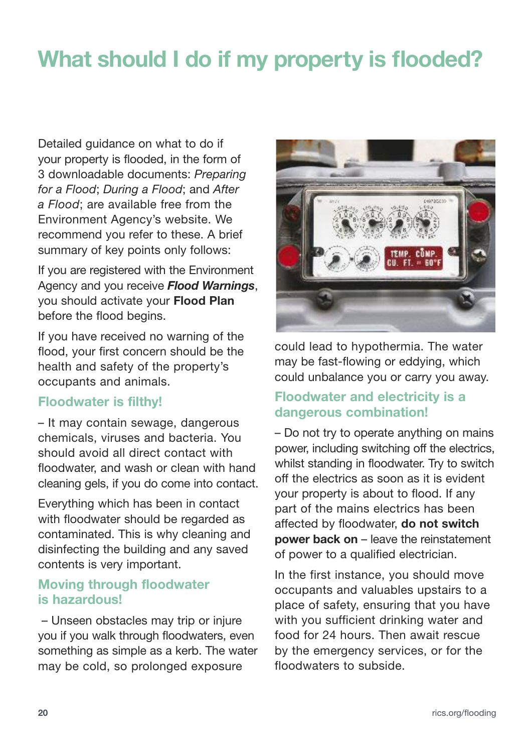# What should I do if my property is flooded?

Detailed guidance on what to do if your property is flooded, in the form of 3 downloadable documents: *Preparing for a Flood*; *During a Flood*; and *After a Flood*; are available free from the Environment Agency's website. We recommend you refer to these. A brief summary of key points only follows:

If you are registered with the Environment Agency and you receive ***Flood Warnings***, you should activate your **Flood Plan** before the flood begins.

If you have received no warning of the flood, your first concern should be the health and safety of the property's occupants and animals.

### Floodwater is filthy!

– It may contain sewage, dangerous chemicals, viruses and bacteria. You should avoid all direct contact with floodwater, and wash or clean with hand cleaning gels, if you do come into contact.

Everything which has been in contact with floodwater should be regarded as contaminated. This is why cleaning and disinfecting the building and any saved contents is very important.

### Moving through floodwater is hazardous!

– Unseen obstacles may trip or injure you if you walk through floodwaters, even something as simple as a kerb. The water may be cold, so prolonged exposure could lead to hypothermia. The water may be fast-flowing or eddying, which could unbalance you or carry you away.

### Floodwater and electricity is a dangerous combination!

– Do not try to operate anything on mains power, including switching off the electrics, whilst standing in floodwater. Try to switch off the electrics as soon as it is evident your property is about to flood. If any part of the mains electrics has been affected by floodwater, **do not switch power back on** – leave the reinstatement of power to a qualified electrician.

In the first instance, you should move occupants and valuables upstairs to a place of safety, ensuring that you have with you sufficient drinking water and food for 24 hours. Then await rescue by the emergency services, or for the floodwaters to subside.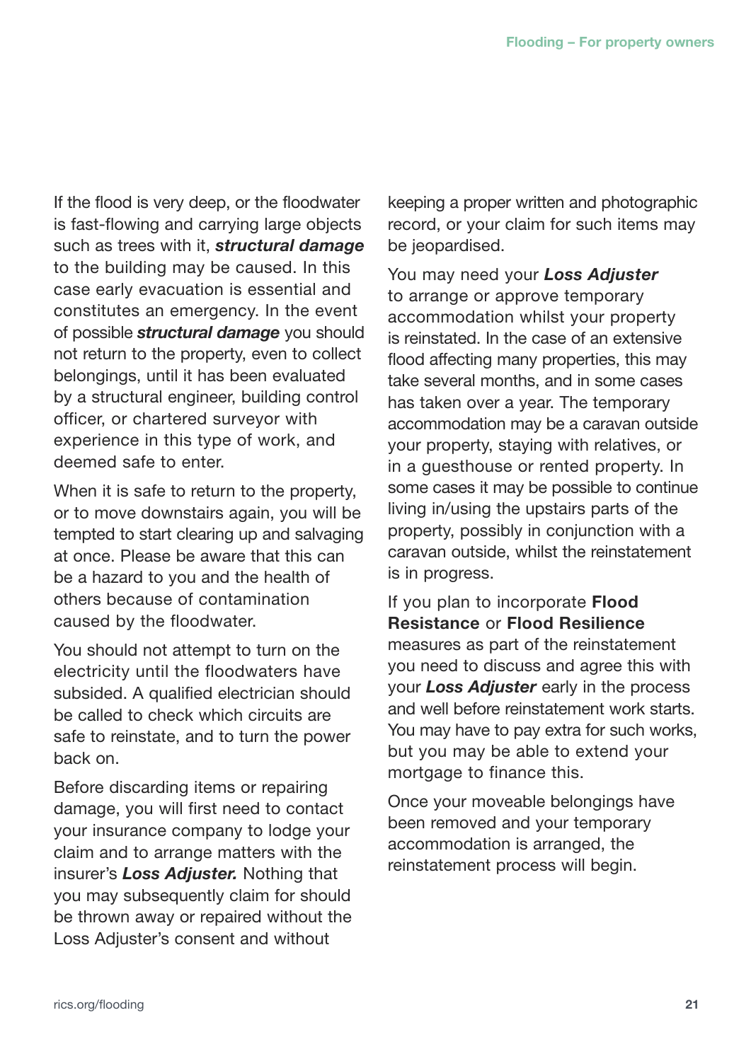If the flood is very deep, or the floodwater is fast-flowing and carrying large objects such as trees with it, ***structural damage*** to the building may be caused. In this case early evacuation is essential and constitutes an emergency. In the event of possible ***structural damage*** you should not return to the property, even to collect belongings, until it has been evaluated by a structural engineer, building control officer, or chartered surveyor with experience in this type of work, and deemed safe to enter.

When it is safe to return to the property, or to move downstairs again, you will be tempted to start clearing up and salvaging at once. Please be aware that this can be a hazard to you and the health of others because of contamination caused by the floodwater.

You should not attempt to turn on the electricity until the floodwaters have subsided. A qualified electrician should be called to check which circuits are safe to reinstate, and to turn the power back on.

Before discarding items or repairing damage, you will first need to contact your insurance company to lodge your claim and to arrange matters with the insurer's ***Loss Adjuster.*** Nothing that you may subsequently claim for should be thrown away or repaired without the Loss Adjuster's consent and without keeping a proper written and photographic record, or your claim for such items may be jeopardised.

You may need your ***Loss Adjuster*** to arrange or approve temporary accommodation whilst your property is reinstated. In the case of an extensive flood affecting many properties, this may take several months, and in some cases has taken over a year. The temporary accommodation may be a caravan outside your property, staying with relatives, or in a guesthouse or rented property. In some cases it may be possible to continue living in/using the upstairs parts of the property, possibly in conjunction with a caravan outside, whilst the reinstatement is in progress.

If you plan to incorporate **Flood Resistance** or **Flood Resilience** measures as part of the reinstatement you need to discuss and agree this with your ***Loss Adjuster*** early in the process and well before reinstatement work starts. You may have to pay extra for such works, but you may be able to extend your mortgage to finance this.

Once your moveable belongings have been removed and your temporary accommodation is arranged, the reinstatement process will begin.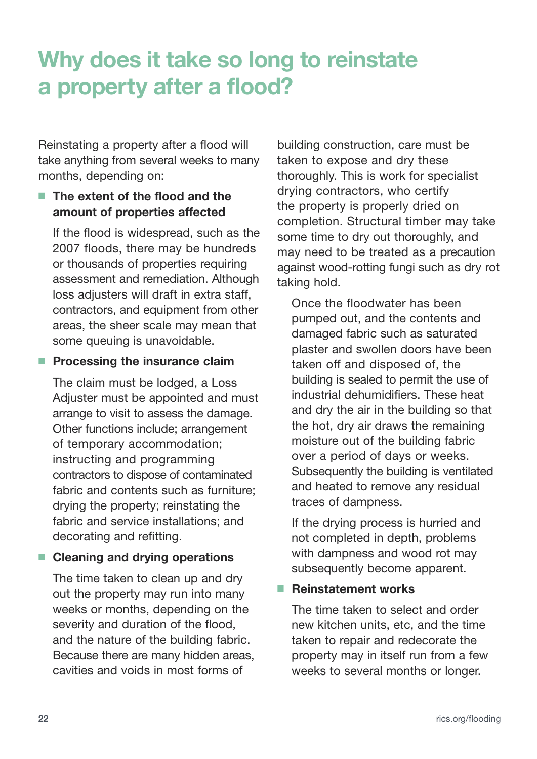# Why does it take so long to reinstate a property after a flood?

Reinstating a property after a flood will take anything from several weeks to many months, depending on:

- **The extent of the flood and the amount of properties affected**

  If the flood is widespread, such as the 2007 floods, there may be hundreds or thousands of properties requiring assessment and remediation. Although loss adjusters will draft in extra staff, contractors, and equipment from other areas, the sheer scale may mean that some queuing is unavoidable.

- **Processing the insurance claim**

  The claim must be lodged, a Loss Adjuster must be appointed and must arrange to visit to assess the damage. Other functions include; arrangement of temporary accommodation; instructing and programming contractors to dispose of contaminated fabric and contents such as furniture; drying the property; reinstating the fabric and service installations; and decorating and refitting.

- **Cleaning and drying operations**

  The time taken to clean up and dry out the property may run into many weeks or months, depending on the severity and duration of the flood, and the nature of the building fabric. Because there are many hidden areas, cavities and voids in most forms of building construction, care must be taken to expose and dry these thoroughly. This is work for specialist drying contractors, who certify the property is properly dried on completion. Structural timber may take some time to dry out thoroughly, and may need to be treated as a precaution against wood-rotting fungi such as dry rot taking hold.

  Once the floodwater has been pumped out, and the contents and damaged fabric such as saturated plaster and swollen doors have been taken off and disposed of, the building is sealed to permit the use of industrial dehumidifiers. These heat and dry the air in the building so that the hot, dry air draws the remaining moisture out of the building fabric over a period of days or weeks. Subsequently the building is ventilated and heated to remove any residual traces of dampness.

  If the drying process is hurried and not completed in depth, problems with dampness and wood rot may subsequently become apparent.

- **Reinstatement works**

  The time taken to select and order new kitchen units, etc, and the time taken to repair and redecorate the property may in itself run from a few weeks to several months or longer.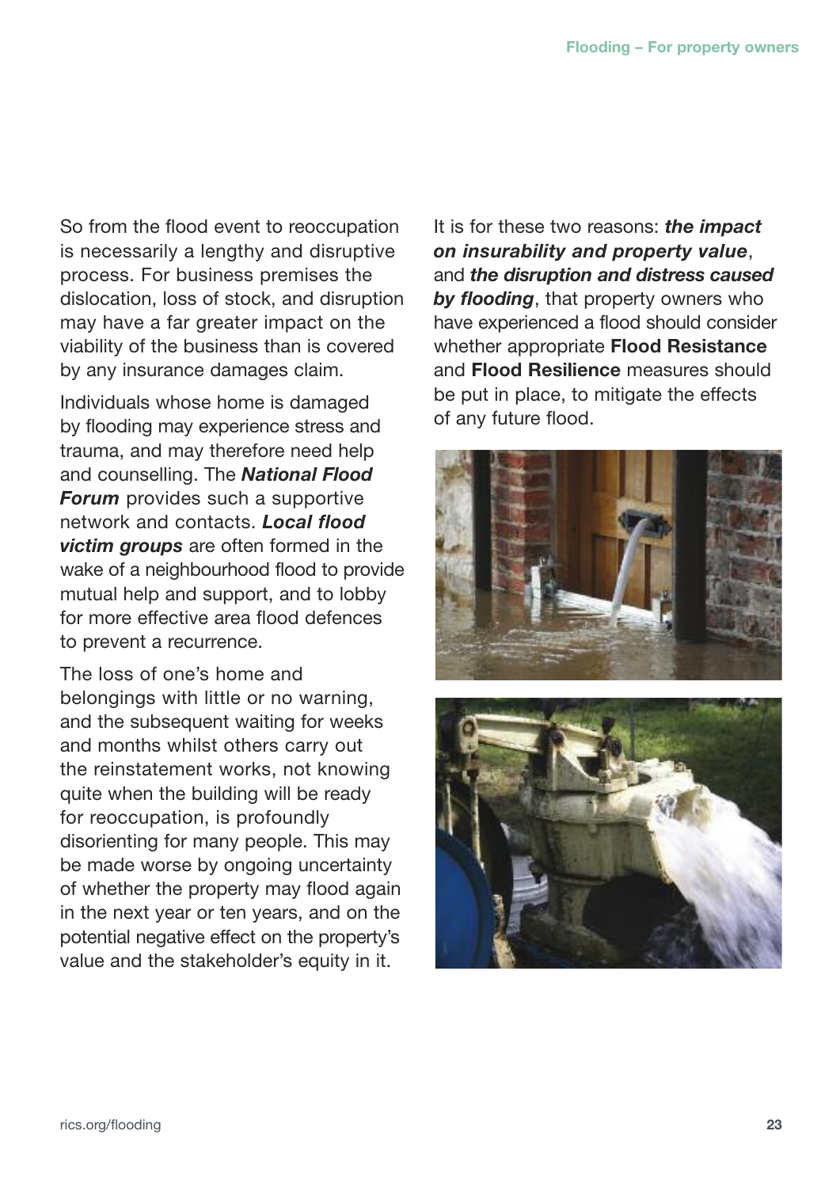So from the flood event to reoccupation is necessarily a lengthy and disruptive process. For business premises the dislocation, loss of stock, and disruption may have a far greater impact on the viability of the business than is covered by any insurance damages claim.

Individuals whose home is damaged by flooding may experience stress and trauma, and may therefore need help and counselling. The ***National Flood Forum*** provides such a supportive network and contacts. ***Local flood victim groups*** are often formed in the wake of a neighbourhood flood to provide mutual help and support, and to lobby for more effective area flood defences to prevent a recurrence.

The loss of one's home and belongings with little or no warning, and the subsequent waiting for weeks and months whilst others carry out the reinstatement works, not knowing quite when the building will be ready for reoccupation, is profoundly disorienting for many people. This may be made worse by ongoing uncertainty of whether the property may flood again in the next year or ten years, and on the potential negative effect on the property's value and the stakeholder's equity in it.

It is for these two reasons: ***the impact on insurability and property value***, and ***the disruption and distress caused by flooding***, that property owners who have experienced a flood should consider whether appropriate **Flood Resistance** and **Flood Resilience** measures should be put in place, to mitigate the effects of any future flood.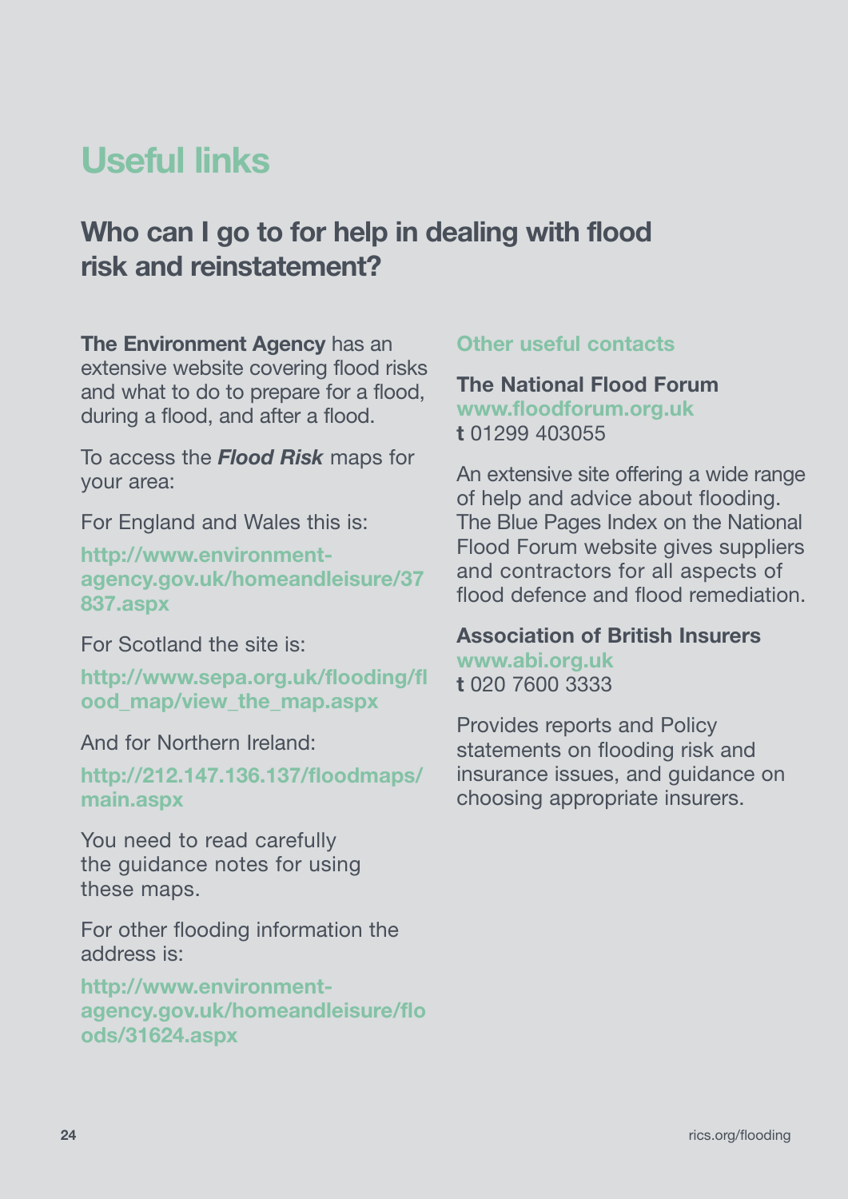# Useful links

## Who can I go to for help in dealing with flood risk and reinstatement?

**The Environment Agency** has an extensive website covering flood risks and what to do to prepare for a flood, during a flood, and after a flood.

To access the ***Flood Risk*** maps for your area:

For England and Wales this is:

**http://www.environment-agency.gov.uk/homeandleisure/37837.aspx**

For Scotland the site is:

**http://www.sepa.org.uk/flooding/flood_map/view_the_map.aspx**

And for Northern Ireland:

**http://212.147.136.137/floodmaps/main.aspx**

You need to read carefully the guidance notes for using these maps.

For other flooding information the address is:

**http://www.environment-agency.gov.uk/homeandleisure/floods/31624.aspx**

### Other useful contacts

**The National Flood Forum**
**www.floodforum.org.uk**
**t** 01299 403055

An extensive site offering a wide range of help and advice about flooding. The Blue Pages Index on the National Flood Forum website gives suppliers and contractors for all aspects of flood defence and flood remediation.

**Association of British Insurers**
**www.abi.org.uk**
**t** 020 7600 3333

Provides reports and Policy statements on flooding risk and insurance issues, and guidance on choosing appropriate insurers.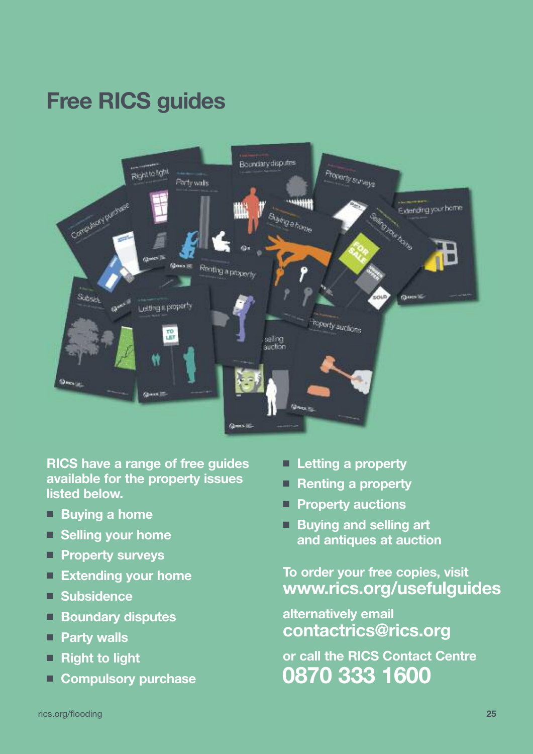# Free RICS guides

**RICS have a range of free guides available for the property issues listed below.**

- **Buying a home**
- **Selling your home**
- **Property surveys**
- **Extending your home**
- **Subsidence**
- **Boundary disputes**
- **Party walls**
- **Right to light**
- **Compulsory purchase**
- **Letting a property**
- **Renting a property**
- **Property auctions**
- **Buying and selling art and antiques at auction**

**To order your free copies, visit**
**www.rics.org/usefulguides**

**alternatively email**
**contactrics@rics.org**

**or call the RICS Contact Centre**
**0870 333 1600**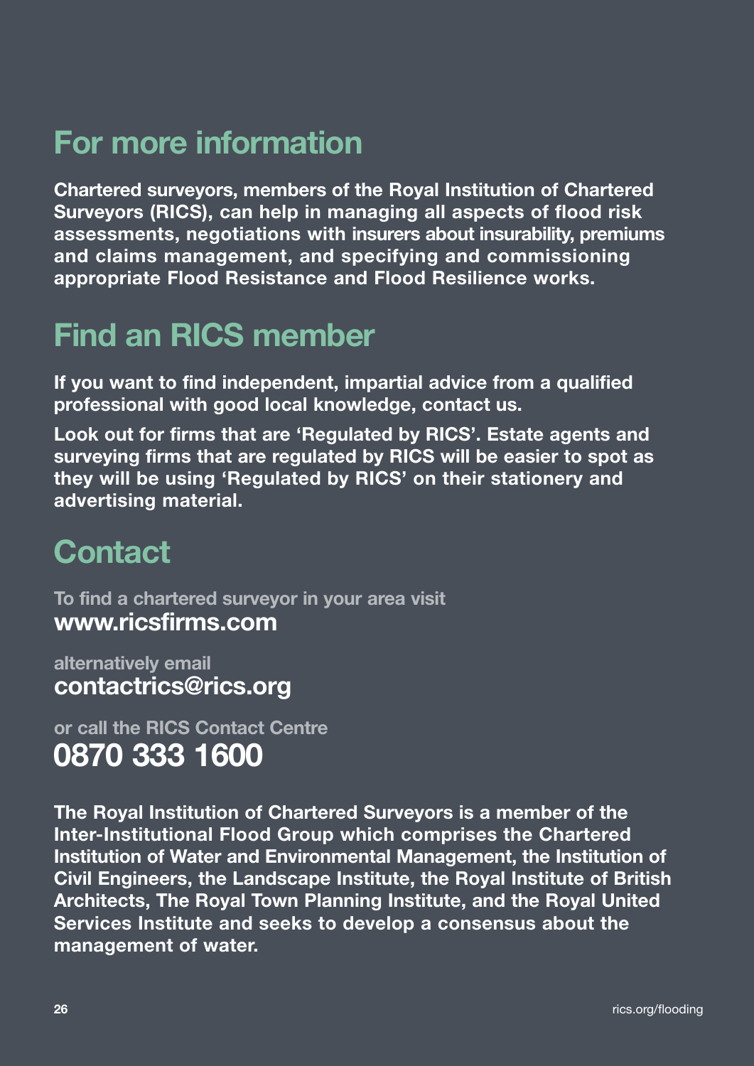## For more information

**Chartered surveyors, members of the Royal Institution of Chartered Surveyors (RICS), can help in managing all aspects of flood risk assessments, negotiations with insurers about insurability, premiums and claims management, and specifying and commissioning appropriate Flood Resistance and Flood Resilience works.**

## Find an RICS member

**If you want to find independent, impartial advice from a qualified professional with good local knowledge, contact us.**

**Look out for firms that are 'Regulated by RICS'. Estate agents and surveying firms that are regulated by RICS will be easier to spot as they will be using 'Regulated by RICS' on their stationery and advertising material.**

## Contact

To find a chartered surveyor in your area visit
**www.ricsfirms.com**

alternatively email
**contactrics@rics.org**

or call the RICS Contact Centre
**0870 333 1600**

**The Royal Institution of Chartered Surveyors is a member of the Inter-Institutional Flood Group which comprises the Chartered Institution of Water and Environmental Management, the Institution of Civil Engineers, the Landscape Institute, the Royal Institute of British Architects, The Royal Town Planning Institute, and the Royal United Services Institute and seeks to develop a consensus about the management of water.**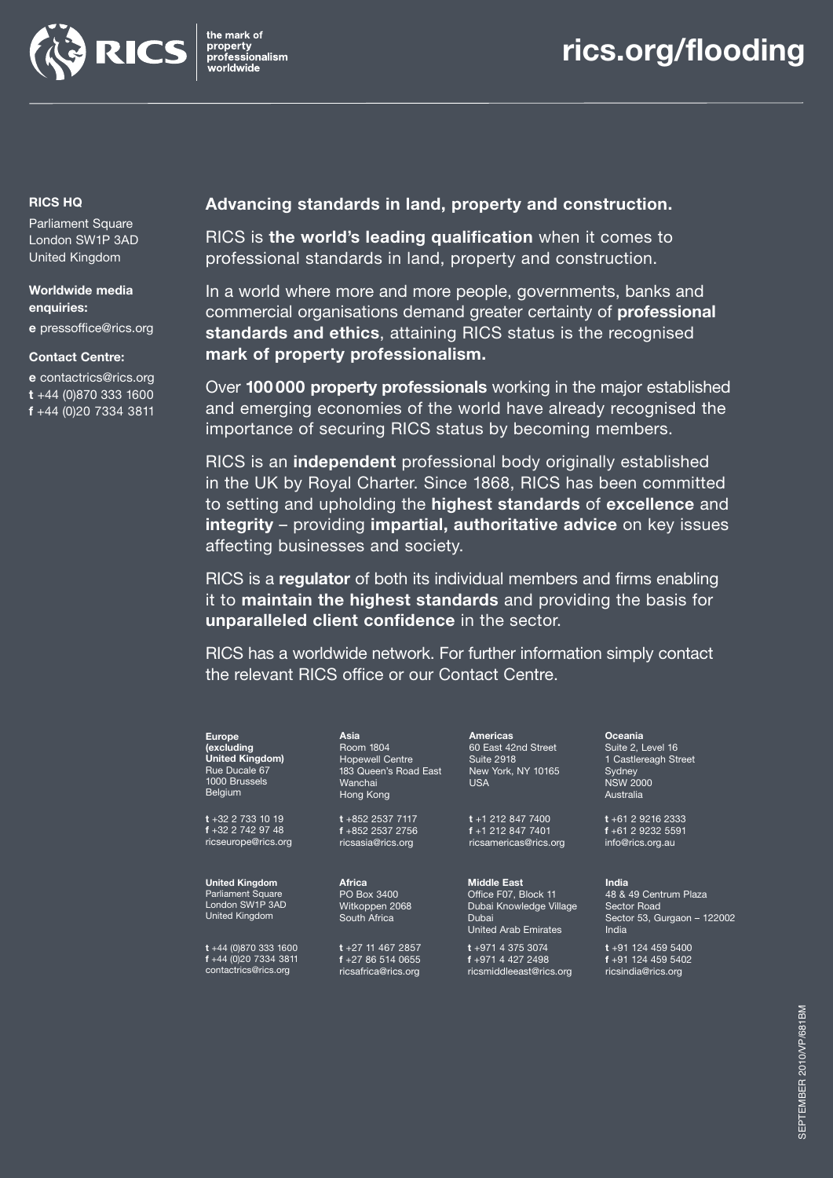RICS the mark of property professionalism worldwide

# rics.org/flooding

**RICS HQ**

Parliament Square
London SW1P 3AD
United Kingdom

**Worldwide media enquiries:**

**e** pressoffice@rics.org

**Contact Centre:**

**e** contactrics@rics.org
**t** +44 (0)870 333 1600
**f** +44 (0)20 7334 3811

**Advancing standards in land, property and construction.**

RICS is **the world's leading qualification** when it comes to professional standards in land, property and construction.

In a world where more and more people, governments, banks and commercial organisations demand greater certainty of **professional standards and ethics**, attaining RICS status is the recognised **mark of property professionalism.**

Over **100 000 property professionals** working in the major established and emerging economies of the world have already recognised the importance of securing RICS status by becoming members.

RICS is an **independent** professional body originally established in the UK by Royal Charter. Since 1868, RICS has been committed to setting and upholding the **highest standards** of **excellence** and **integrity** – providing **impartial, authoritative advice** on key issues affecting businesses and society.

RICS is a **regulator** of both its individual members and firms enabling it to **maintain the highest standards** and providing the basis for **unparalleled client confidence** in the sector.

RICS has a worldwide network. For further information simply contact the relevant RICS office or our Contact Centre.

**Europe (excluding United Kingdom)**
Rue Ducale 67
1000 Brussels
Belgium

**t** +32 2 733 10 19
**f** +32 2 742 97 48
ricseurope@rics.org

**Asia**
Room 1804
Hopewell Centre
183 Queen's Road East
Wanchai
Hong Kong

**t** +852 2537 7117
**f** +852 2537 2756
ricsasia@rics.org

**Americas**
60 East 42nd Street
Suite 2918
New York, NY 10165
USA

**t** +1 212 847 7400
**f** +1 212 847 7401
ricsamericas@rics.org

**Oceania**
Suite 2, Level 16
1 Castlereagh Street
Sydney
NSW 2000
Australia

**t** +61 2 9216 2333
**f** +61 2 9232 5591
info@rics.org.au

**United Kingdom**
Parliament Square
London SW1P 3AD
United Kingdom

**t** +44 (0)870 333 1600
**f** +44 (0)20 7334 3811
contactrics@rics.org

**Africa**
PO Box 3400
Witkoppen 2068
South Africa

**t** +27 11 467 2857
**f** +27 86 514 0655
ricsafrica@rics.org

**Middle East**
Office F07, Block 11
Dubai Knowledge Village
Dubai
United Arab Emirates

**t** +971 4 375 3074
**f** +971 4 427 2498
ricsmiddleeast@rics.org

**India**
48 & 49 Centrum Plaza
Sector Road
Sector 53, Gurgaon – 122002
India

**t** +91 124 459 5400
**f** +91 124 459 5402
ricsindia@rics.org

SEPTEMBER 2010/VP/681BM